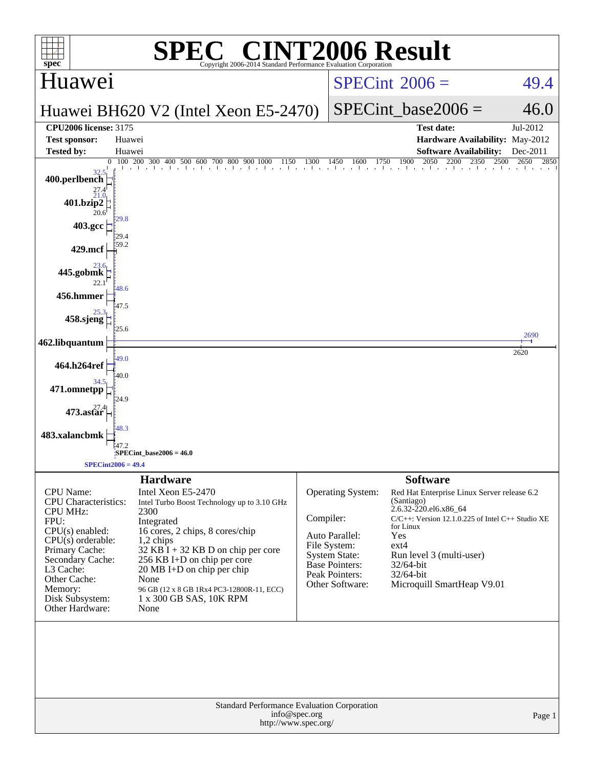# SPEC® CINT2006 Result

Copyright 2006-2014 Standard Performance Evaluation Corporation

## Huawei

**Huawei BH620 V2 (Intel Xeon E5-2470)**

SPECint 2006 = 49.4

SPECint_base2006 = 46.0

| | | | |
|---|---|---|---|
| **CPU2006 license:** 3175 | | **Test date:** | Jul-2012 |
| **Test sponsor:** | Huawei | **Hardware Availability:** | May-2012 |
| **Tested by:** | Huawei | **Software Availability:** | Dec-2011 |

| Benchmark | Peak | Base |
|---|---|---|
| 400.perlbench | 32.5 | 27.4 |
| 401.bzip2 | 21.0 | 20.6 |
| 403.gcc | 29.8 | 29.4 |
| 429.mcf | 59.2 | |
| 445.gobmk | 23.6 | 22.1 |
| 456.hmmer | 48.6 | 47.5 |
| 458.sjeng | 25.3 | 25.6 |
| 462.libquantum | 2690 | 2620 |
| 464.h264ref | 49.0 | 40.0 |
| 471.omnetpp | 34.5 | 24.9 |
| 473.astar | 27.4 | |
| 483.xalancbmk | 48.3 | 47.2 |

SPECint_base2006 = 46.0

SPECint2006 = 49.4

## Hardware

| | |
|---|---|
| CPU Name: | Intel Xeon E5-2470 |
| CPU Characteristics: | Intel Turbo Boost Technology up to 3.10 GHz |
| CPU MHz: | 2300 |
| FPU: | Integrated |
| CPU(s) enabled: | 16 cores, 2 chips, 8 cores/chip |
| CPU(s) orderable: | 1,2 chips |
| Primary Cache: | 32 KB I + 32 KB D on chip per core |
| Secondary Cache: | 256 KB I+D on chip per core |
| L3 Cache: | 20 MB I+D on chip per chip |
| Other Cache: | None |
| Memory: | 96 GB (12 x 8 GB 1Rx4 PC3-12800R-11, ECC) |
| Disk Subsystem: | 1 x 300 GB SAS, 10K RPM |
| Other Hardware: | None |

## Software

| | |
|---|---|
| Operating System: | Red Hat Enterprise Linux Server release 6.2 (Santiago) 2.6.32-220.el6.x86_64 |
| Compiler: | C/C++: Version 12.1.0.225 of Intel C++ Studio XE for Linux |
| Auto Parallel: | Yes |
| File System: | ext4 |
| System State: | Run level 3 (multi-user) |
| Base Pointers: | 32/64-bit |
| Peak Pointers: | 32/64-bit |
| Other Software: | Microquill SmartHeap V9.01 |

Standard Performance Evaluation Corporation
info@spec.org
http://www.spec.org/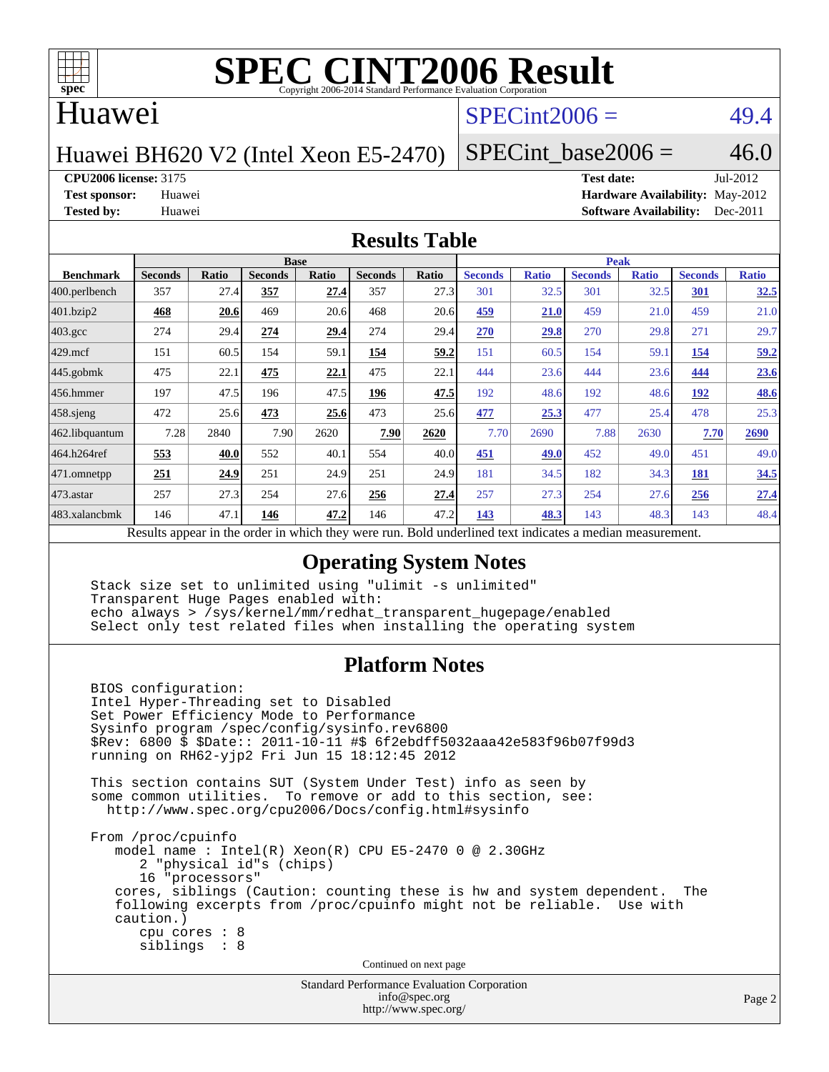# SPEC CINT2006 Result

Copyright 2006-2014 Standard Performance Evaluation Corporation

## Huawei

Huawei BH620 V2 (Intel Xeon E5-2470)

SPECint2006 = 49.4

SPECint_base2006 = 46.0

**CPU2006 license:** 3175
**Test sponsor:** Huawei
**Tested by:** Huawei

**Test date:** Jul-2012
**Hardware Availability:** May-2012
**Software Availability:** Dec-2011

## Results Table

| Benchmark | Base | | | | | | Peak | | | | | |
|---|---|---|---|---|---|---|---|---|---|---|---|---|
| | Seconds | Ratio | Seconds | Ratio | Seconds | Ratio | Seconds | Ratio | Seconds | Ratio | Seconds | Ratio |
| 400.perlbench | 357 | 27.4 | **357** | **27.4** | 357 | 27.3 | 301 | 32.5 | 301 | 32.5 | **301** | **32.5** |
| 401.bzip2 | **468** | **20.6** | 469 | 20.6 | 468 | 20.6 | **459** | **21.0** | 459 | 21.0 | 459 | 21.0 |
| 403.gcc | 274 | 29.4 | **274** | **29.4** | 274 | 29.4 | **270** | **29.8** | 270 | 29.8 | 271 | 29.7 |
| 429.mcf | 151 | 60.5 | 154 | 59.1 | **154** | **59.2** | 151 | 60.5 | 154 | 59.1 | **154** | **59.2** |
| 445.gobmk | 475 | 22.1 | **475** | **22.1** | 475 | 22.1 | 444 | 23.6 | 444 | 23.6 | **444** | **23.6** |
| 456.hmmer | 197 | 47.5 | 196 | 47.5 | **196** | **47.5** | 192 | 48.6 | 192 | 48.6 | **192** | **48.6** |
| 458.sjeng | 472 | 25.6 | **473** | **25.6** | 473 | 25.6 | **477** | **25.3** | 477 | 25.4 | 478 | 25.3 |
| 462.libquantum | 7.28 | 2840 | 7.90 | 2620 | **7.90** | **2620** | 7.70 | 2690 | 7.88 | 2630 | **7.70** | **2690** |
| 464.h264ref | **553** | **40.0** | 552 | 40.1 | 554 | 40.0 | **451** | **49.0** | 452 | 49.0 | 451 | 49.0 |
| 471.omnetpp | **251** | **24.9** | 251 | 24.9 | 251 | 24.9 | 181 | 34.5 | 182 | 34.3 | **181** | **34.5** |
| 473.astar | 257 | 27.3 | 254 | 27.6 | **256** | **27.4** | 257 | 27.3 | 254 | 27.6 | **256** | **27.4** |
| 483.xalancbmk | 146 | 47.1 | **146** | **47.2** | 146 | 47.2 | **143** | **48.3** | 143 | 48.3 | 143 | 48.4 |

Results appear in the order in which they were run. Bold underlined text indicates a median measurement.

## Operating System Notes

```
Stack size set to unlimited using "ulimit -s unlimited"
Transparent Huge Pages enabled with:
echo always > /sys/kernel/mm/redhat_transparent_hugepage/enabled
Select only test related files when installing the operating system
```

## Platform Notes

```
BIOS configuration:
Intel Hyper-Threading set to Disabled
Set Power Efficiency Mode to Performance
Sysinfo program /spec/config/sysinfo.rev6800
$Rev: 6800 $ $Date:: 2011-10-11 #$ 6f2ebdff5032aaa42e583f96b07f99d3
running on RH62-yjp2 Fri Jun 15 18:12:45 2012

This section contains SUT (System Under Test) info as seen by
some common utilities.  To remove or add to this section, see:
  http://www.spec.org/cpu2006/Docs/config.html#sysinfo

From /proc/cpuinfo
   model name : Intel(R) Xeon(R) CPU E5-2470 0 @ 2.30GHz
      2 "physical id"s (chips)
      16 "processors"
   cores, siblings (Caution: counting these is hw and system dependent.  The
   following excerpts from /proc/cpuinfo might not be reliable.  Use with
   caution.)
      cpu cores : 8
      siblings  : 8
```

Continued on next page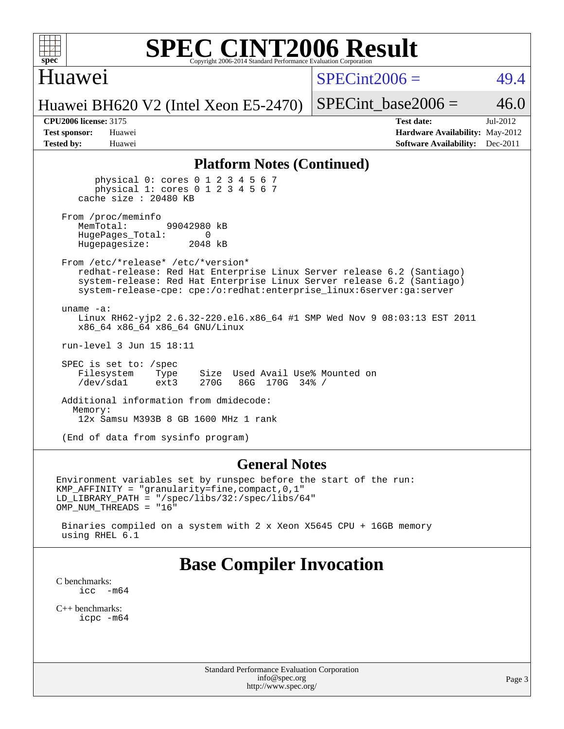## Platform Notes (Continued)

```
        physical 0: cores 0 1 2 3 4 5 6 7
        physical 1: cores 0 1 2 3 4 5 6 7
    cache size : 20480 KB

  From /proc/meminfo
     MemTotal:       99042980 kB
     HugePages_Total:       0
     Hugepagesize:       2048 kB

  From /etc/*release* /etc/*version*
     redhat-release: Red Hat Enterprise Linux Server release 6.2 (Santiago)
     system-release: Red Hat Enterprise Linux Server release 6.2 (Santiago)
     system-release-cpe: cpe:/o:redhat:enterprise_linux:6server:ga:server

  uname -a:
     Linux RH62-yjp2 2.6.32-220.el6.x86_64 #1 SMP Wed Nov 9 08:03:13 EST 2011
     x86_64 x86_64 x86_64 GNU/Linux

  run-level 3 Jun 15 18:11

  SPEC is set to: /spec
     Filesystem    Type    Size  Used Avail Use% Mounted on
     /dev/sda1     ext3    270G   86G  170G  34% /

  Additional information from dmidecode:
    Memory:
     12x Samsu M393B 8 GB 1600 MHz 1 rank

  (End of data from sysinfo program)
```

## General Notes

```
Environment variables set by runspec before the start of the run:
KMP_AFFINITY = "granularity=fine,compact,0,1"
LD_LIBRARY_PATH = "/spec/libs/32:/spec/libs/64"
OMP_NUM_THREADS = "16"

 Binaries compiled on a system with 2 x Xeon X5645 CPU + 16GB memory
 using RHEL 6.1
```

# Base Compiler Invocation

C benchmarks:
```
icc  -m64
```

C++ benchmarks:
```
icpc -m64
```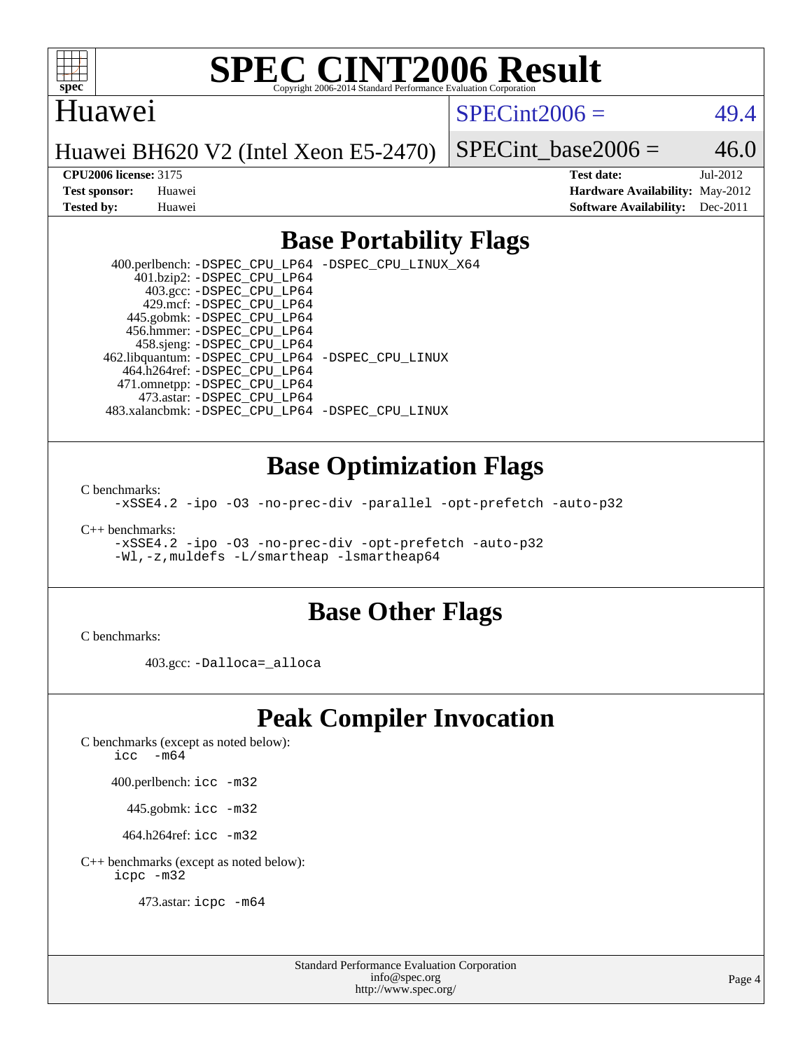# SPEC CINT2006 Result

Copyright 2006-2014 Standard Performance Evaluation Corporation

Huawei

Huawei BH620 V2 (Intel Xeon E5-2470)

SPECint2006 = 49.4

SPECint_base2006 = 46.0

**CPU2006 license:** 3175
**Test sponsor:** Huawei
**Tested by:** Huawei

**Test date:** Jul-2012
**Hardware Availability:** May-2012
**Software Availability:** Dec-2011

## Base Portability Flags

400.perlbench: `-DSPEC_CPU_LP64 -DSPEC_CPU_LINUX_X64`
401.bzip2: `-DSPEC_CPU_LP64`
403.gcc: `-DSPEC_CPU_LP64`
429.mcf: `-DSPEC_CPU_LP64`
445.gobmk: `-DSPEC_CPU_LP64`
456.hmmer: `-DSPEC_CPU_LP64`
458.sjeng: `-DSPEC_CPU_LP64`
462.libquantum: `-DSPEC_CPU_LP64 -DSPEC_CPU_LINUX`
464.h264ref: `-DSPEC_CPU_LP64`
471.omnetpp: `-DSPEC_CPU_LP64`
473.astar: `-DSPEC_CPU_LP64`
483.xalancbmk: `-DSPEC_CPU_LP64 -DSPEC_CPU_LINUX`

## Base Optimization Flags

C benchmarks:
`-xSSE4.2 -ipo -O3 -no-prec-div -parallel -opt-prefetch -auto-p32`

C++ benchmarks:
`-xSSE4.2 -ipo -O3 -no-prec-div -opt-prefetch -auto-p32`
`-Wl,-z,muldefs -L/smartheap -lsmartheap64`

## Base Other Flags

C benchmarks:

403.gcc: `-Dalloca=_alloca`

## Peak Compiler Invocation

C benchmarks (except as noted below):
`icc -m64`

400.perlbench: `icc -m32`

445.gobmk: `icc -m32`

464.h264ref: `icc -m32`

C++ benchmarks (except as noted below):
`icpc -m32`

473.astar: `icpc -m64`

Standard Performance Evaluation Corporation
info@spec.org
http://www.spec.org/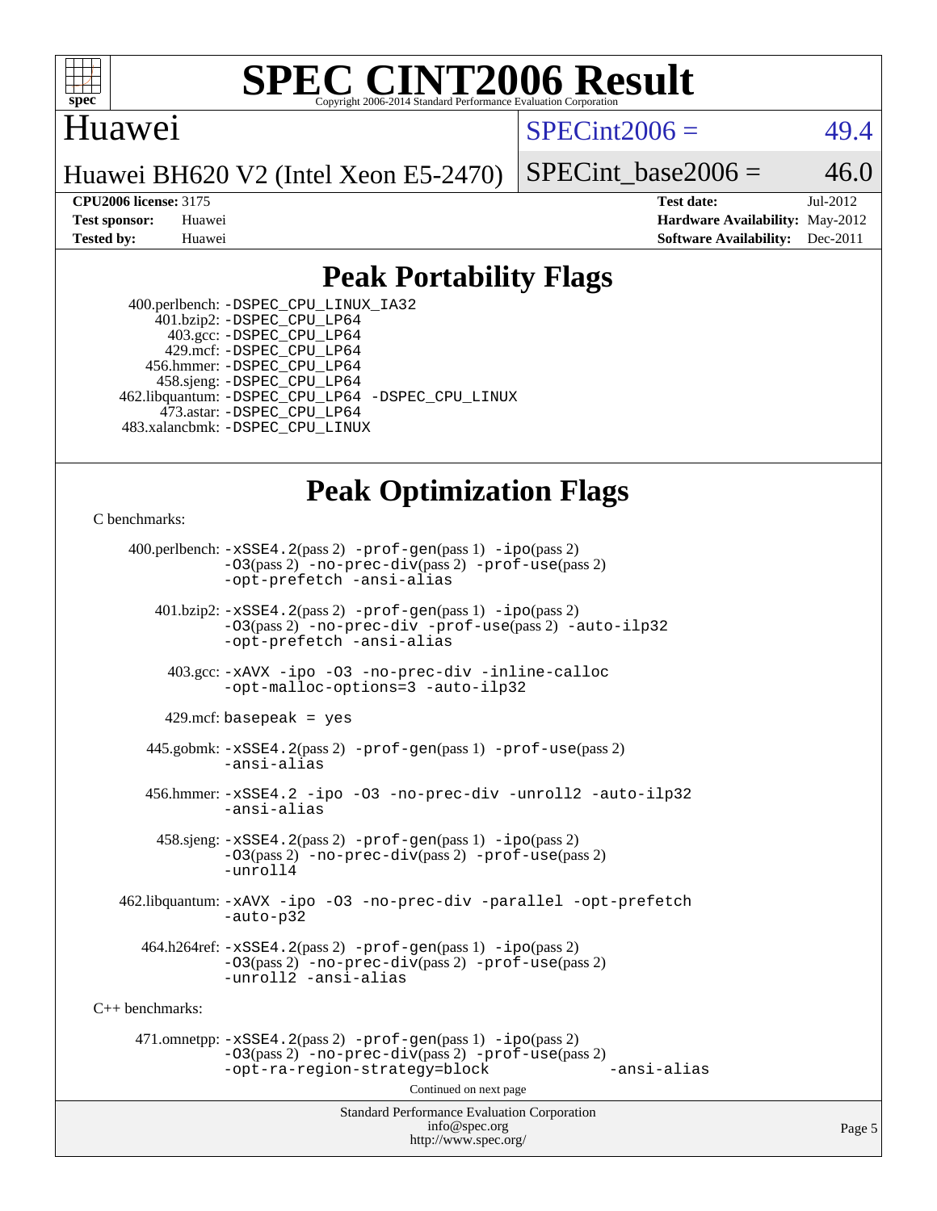# SPEC CINT2006 Result

Copyright 2006-2014 Standard Performance Evaluation Corporation

## Huawei

Huawei BH620 V2 (Intel Xeon E5-2470)

SPECint2006 = 49.4

SPECint_base2006 = 46.0

**CPU2006 license:** 3175
**Test sponsor:** Huawei
**Tested by:** Huawei

**Test date:** Jul-2012
**Hardware Availability:** May-2012
**Software Availability:** Dec-2011

## Peak Portability Flags

400.perlbench: -DSPEC_CPU_LINUX_IA32
401.bzip2: -DSPEC_CPU_LP64
403.gcc: -DSPEC_CPU_LP64
429.mcf: -DSPEC_CPU_LP64
456.hmmer: -DSPEC_CPU_LP64
458.sjeng: -DSPEC_CPU_LP64
462.libquantum: -DSPEC_CPU_LP64 -DSPEC_CPU_LINUX
473.astar: -DSPEC_CPU_LP64
483.xalancbmk: -DSPEC_CPU_LINUX

## Peak Optimization Flags

C benchmarks:

400.perlbench: -xSSE4.2(pass 2) -prof-gen(pass 1) -ipo(pass 2) -O3(pass 2) -no-prec-div(pass 2) -prof-use(pass 2) -opt-prefetch -ansi-alias

401.bzip2: -xSSE4.2(pass 2) -prof-gen(pass 1) -ipo(pass 2) -O3(pass 2) -no-prec-div -prof-use(pass 2) -auto-ilp32 -opt-prefetch -ansi-alias

403.gcc: -xAVX -ipo -O3 -no-prec-div -inline-calloc -opt-malloc-options=3 -auto-ilp32

429.mcf: basepeak = yes

445.gobmk: -xSSE4.2(pass 2) -prof-gen(pass 1) -prof-use(pass 2) -ansi-alias

456.hmmer: -xSSE4.2 -ipo -O3 -no-prec-div -unroll2 -auto-ilp32 -ansi-alias

458.sjeng: -xSSE4.2(pass 2) -prof-gen(pass 1) -ipo(pass 2) -O3(pass 2) -no-prec-div(pass 2) -prof-use(pass 2) -unroll4

462.libquantum: -xAVX -ipo -O3 -no-prec-div -parallel -opt-prefetch -auto-p32

464.h264ref: -xSSE4.2(pass 2) -prof-gen(pass 1) -ipo(pass 2) -O3(pass 2) -no-prec-div(pass 2) -prof-use(pass 2) -unroll2 -ansi-alias

C++ benchmarks:

471.omnetpp: -xSSE4.2(pass 2) -prof-gen(pass 1) -ipo(pass 2) -O3(pass 2) -no-prec-div(pass 2) -prof-use(pass 2) -opt-ra-region-strategy=block -ansi-alias

Continued on next page

Standard Performance Evaluation Corporation
info@spec.org
http://www.spec.org/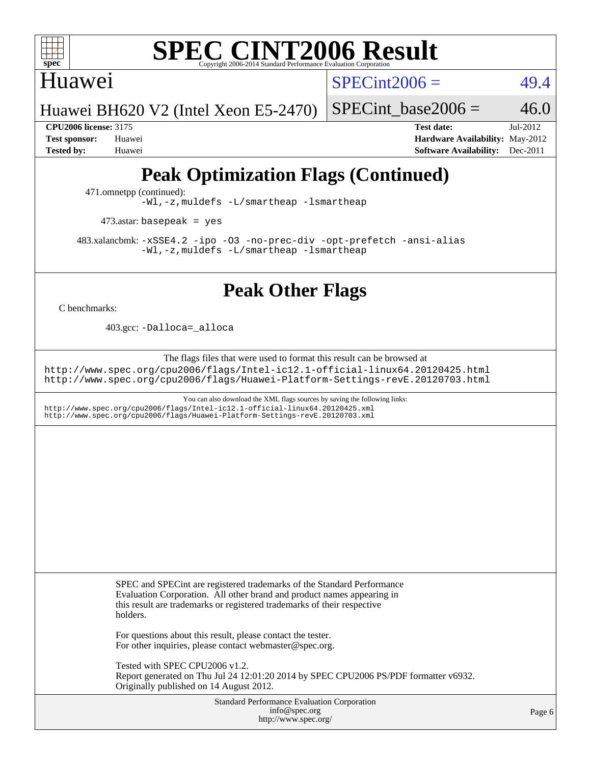# Peak Optimization Flags (Continued)

471.omnetpp (continued):
-Wl,-z,muldefs -L/smartheap -lsmartheap

473.astar: basepeak = yes

483.xalancbmk: -xSSE4.2 -ipo -O3 -no-prec-div -opt-prefetch -ansi-alias
-Wl,-z,muldefs -L/smartheap -lsmartheap

# Peak Other Flags

C benchmarks:

403.gcc: -Dalloca=_alloca

The flags files that were used to format this result can be browsed at
http://www.spec.org/cpu2006/flags/Intel-ic12.1-official-linux64.20120425.html
http://www.spec.org/cpu2006/flags/Huawei-Platform-Settings-revE.20120703.html

You can also download the XML flags sources by saving the following links:
http://www.spec.org/cpu2006/flags/Intel-ic12.1-official-linux64.20120425.xml
http://www.spec.org/cpu2006/flags/Huawei-Platform-Settings-revE.20120703.xml

SPEC and SPECint are registered trademarks of the Standard Performance Evaluation Corporation. All other brand and product names appearing in this result are trademarks or registered trademarks of their respective holders.

For questions about this result, please contact the tester.
For other inquiries, please contact webmaster@spec.org.

Tested with SPEC CPU2006 v1.2.
Report generated on Thu Jul 24 12:01:20 2014 by SPEC CPU2006 PS/PDF formatter v6932.
Originally published on 14 August 2012.